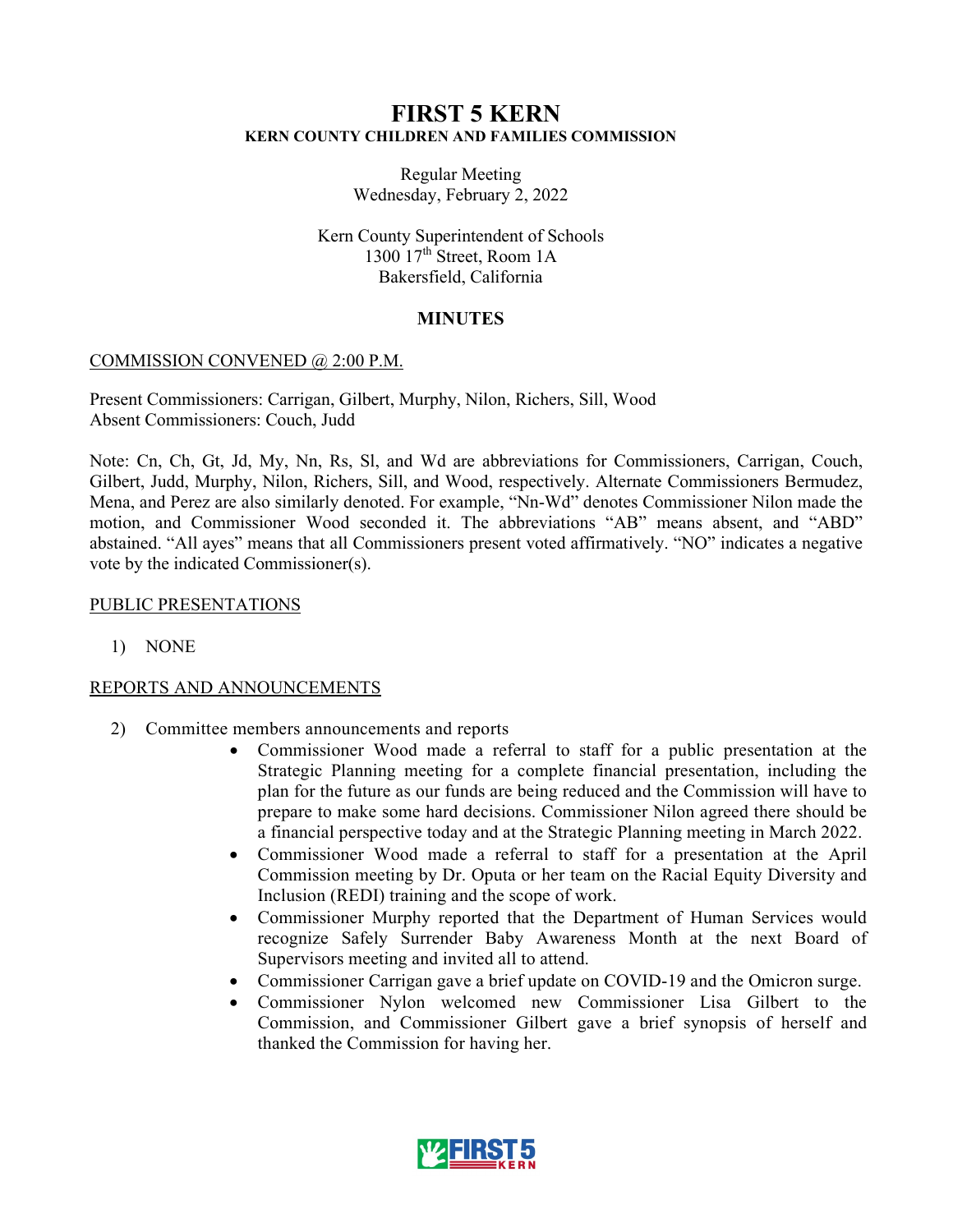# FIRST 5 KERN

## KERN COUNTY CHILDREN AND FAMILIES COMMISSION

Regular Meeting
Wednesday, February 2, 2022

Kern County Superintendent of Schools
1300 17th Street, Room 1A
Bakersfield, California

## MINUTES

COMMISSION CONVENED @ 2:00 P.M.

Present Commissioners: Carrigan, Gilbert, Murphy, Nilon, Richers, Sill, Wood
Absent Commissioners: Couch, Judd

Note: Cn, Ch, Gt, Jd, My, Nn, Rs, Sl, and Wd are abbreviations for Commissioners, Carrigan, Couch, Gilbert, Judd, Murphy, Nilon, Richers, Sill, and Wood, respectively. Alternate Commissioners Bermudez, Mena, and Perez are also similarly denoted. For example, "Nn-Wd" denotes Commissioner Nilon made the motion, and Commissioner Wood seconded it. The abbreviations "AB" means absent, and "ABD" abstained. "All ayes" means that all Commissioners present voted affirmatively. "NO" indicates a negative vote by the indicated Commissioner(s).

PUBLIC PRESENTATIONS

1) NONE

REPORTS AND ANNOUNCEMENTS

2) Committee members announcements and reports
   - Commissioner Wood made a referral to staff for a public presentation at the Strategic Planning meeting for a complete financial presentation, including the plan for the future as our funds are being reduced and the Commission will have to prepare to make some hard decisions. Commissioner Nilon agreed there should be a financial perspective today and at the Strategic Planning meeting in March 2022.
   - Commissioner Wood made a referral to staff for a presentation at the April Commission meeting by Dr. Oputa or her team on the Racial Equity Diversity and Inclusion (REDI) training and the scope of work.
   - Commissioner Murphy reported that the Department of Human Services would recognize Safely Surrender Baby Awareness Month at the next Board of Supervisors meeting and invited all to attend.
   - Commissioner Carrigan gave a brief update on COVID-19 and the Omicron surge.
   - Commissioner Nylon welcomed new Commissioner Lisa Gilbert to the Commission, and Commissioner Gilbert gave a brief synopsis of herself and thanked the Commission for having her.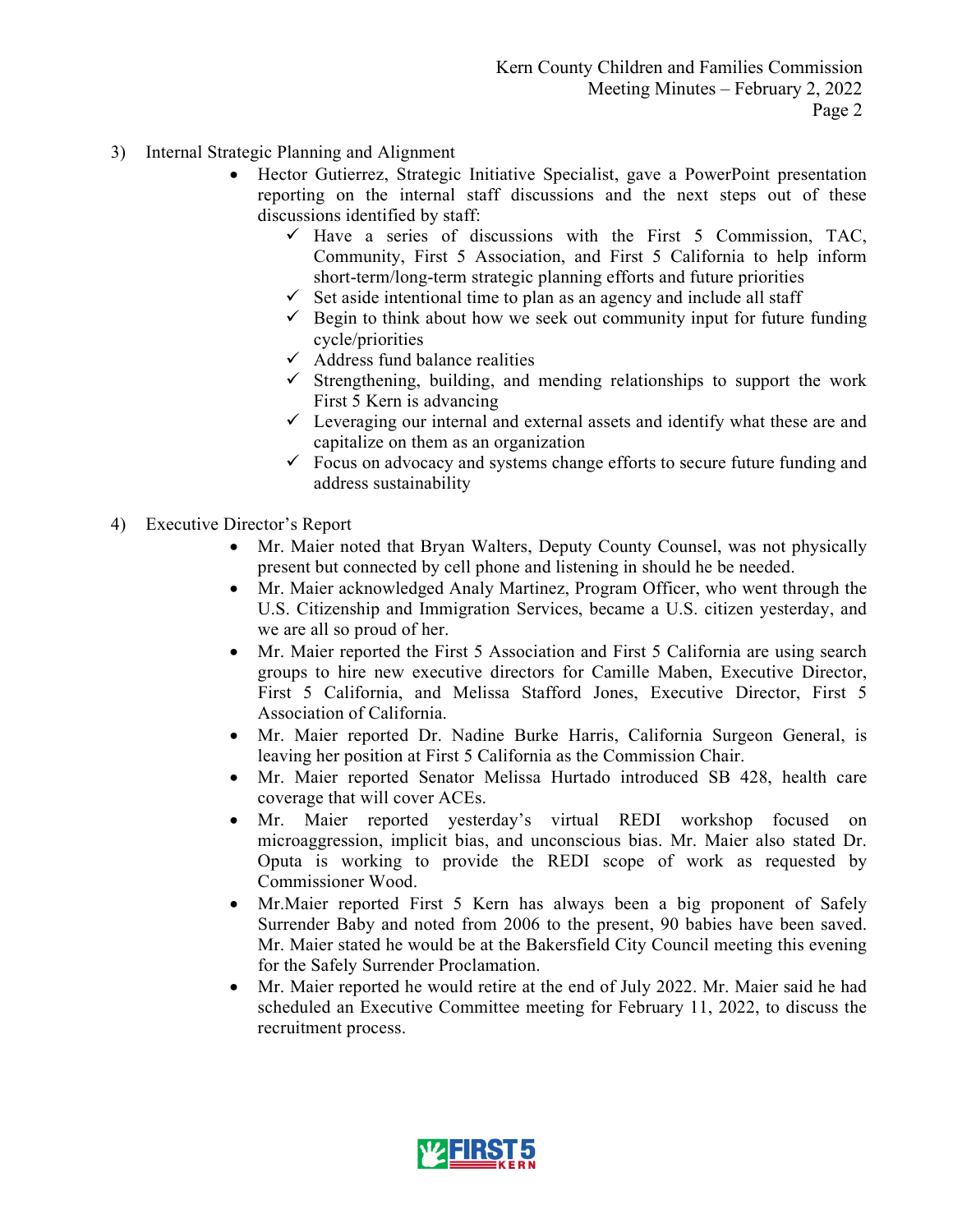3) Internal Strategic Planning and Alignment

- Hector Gutierrez, Strategic Initiative Specialist, gave a PowerPoint presentation reporting on the internal staff discussions and the next steps out of these discussions identified by staff:
  - ✓ Have a series of discussions with the First 5 Commission, TAC, Community, First 5 Association, and First 5 California to help inform short-term/long-term strategic planning efforts and future priorities
  - ✓ Set aside intentional time to plan as an agency and include all staff
  - ✓ Begin to think about how we seek out community input for future funding cycle/priorities
  - ✓ Address fund balance realities
  - ✓ Strengthening, building, and mending relationships to support the work First 5 Kern is advancing
  - ✓ Leveraging our internal and external assets and identify what these are and capitalize on them as an organization
  - ✓ Focus on advocacy and systems change efforts to secure future funding and address sustainability

4) Executive Director's Report

- Mr. Maier noted that Bryan Walters, Deputy County Counsel, was not physically present but connected by cell phone and listening in should he be needed.
- Mr. Maier acknowledged Analy Martinez, Program Officer, who went through the U.S. Citizenship and Immigration Services, became a U.S. citizen yesterday, and we are all so proud of her.
- Mr. Maier reported the First 5 Association and First 5 California are using search groups to hire new executive directors for Camille Maben, Executive Director, First 5 California, and Melissa Stafford Jones, Executive Director, First 5 Association of California.
- Mr. Maier reported Dr. Nadine Burke Harris, California Surgeon General, is leaving her position at First 5 California as the Commission Chair.
- Mr. Maier reported Senator Melissa Hurtado introduced SB 428, health care coverage that will cover ACEs.
- Mr. Maier reported yesterday's virtual REDI workshop focused on microaggression, implicit bias, and unconscious bias. Mr. Maier also stated Dr. Oputa is working to provide the REDI scope of work as requested by Commissioner Wood.
- Mr.Maier reported First 5 Kern has always been a big proponent of Safely Surrender Baby and noted from 2006 to the present, 90 babies have been saved. Mr. Maier stated he would be at the Bakersfield City Council meeting this evening for the Safely Surrender Proclamation.
- Mr. Maier reported he would retire at the end of July 2022. Mr. Maier said he had scheduled an Executive Committee meeting for February 11, 2022, to discuss the recruitment process.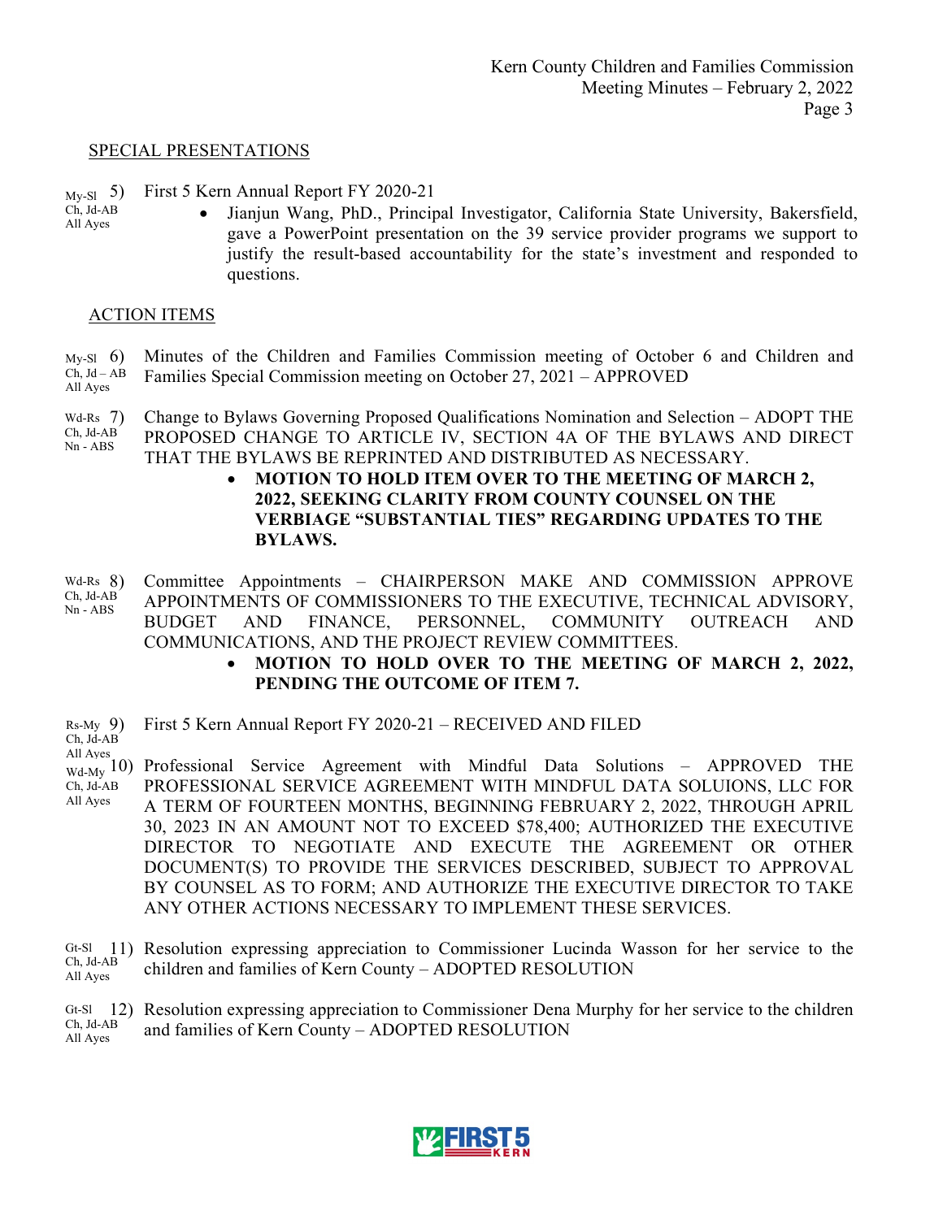SPECIAL PRESENTATIONS

My-Sl Ch, Jd-AB All Ayes

5) First 5 Kern Annual Report FY 2020-21

- Jianjun Wang, PhD., Principal Investigator, California State University, Bakersfield, gave a PowerPoint presentation on the 39 service provider programs we support to justify the result-based accountability for the state's investment and responded to questions.

ACTION ITEMS

My-Sl Ch, Jd – AB All Ayes

6) Minutes of the Children and Families Commission meeting of October 6 and Children and Families Special Commission meeting on October 27, 2021 – APPROVED

Wd-Rs Ch, Jd-AB Nn - ABS

7) Change to Bylaws Governing Proposed Qualifications Nomination and Selection – ADOPT THE PROPOSED CHANGE TO ARTICLE IV, SECTION 4A OF THE BYLAWS AND DIRECT THAT THE BYLAWS BE REPRINTED AND DISTRIBUTED AS NECESSARY.

- **MOTION TO HOLD ITEM OVER TO THE MEETING OF MARCH 2, 2022, SEEKING CLARITY FROM COUNTY COUNSEL ON THE VERBIAGE "SUBSTANTIAL TIES" REGARDING UPDATES TO THE BYLAWS.**

Wd-Rs Ch, Jd-AB Nn - ABS

8) Committee Appointments – CHAIRPERSON MAKE AND COMMISSION APPROVE APPOINTMENTS OF COMMISSIONERS TO THE EXECUTIVE, TECHNICAL ADVISORY, BUDGET AND FINANCE, PERSONNEL, COMMUNITY OUTREACH AND COMMUNICATIONS, AND THE PROJECT REVIEW COMMITTEES.

- **MOTION TO HOLD OVER TO THE MEETING OF MARCH 2, 2022, PENDING THE OUTCOME OF ITEM 7.**

Rs-My Ch, Jd-AB All Ayes

9) First 5 Kern Annual Report FY 2020-21 – RECEIVED AND FILED

Wd-My Ch, Jd-AB All Ayes

10) Professional Service Agreement with Mindful Data Solutions – APPROVED THE PROFESSIONAL SERVICE AGREEMENT WITH MINDFUL DATA SOLUIONS, LLC FOR A TERM OF FOURTEEN MONTHS, BEGINNING FEBRUARY 2, 2022, THROUGH APRIL 30, 2023 IN AN AMOUNT NOT TO EXCEED $78,400; AUTHORIZED THE EXECUTIVE DIRECTOR TO NEGOTIATE AND EXECUTE THE AGREEMENT OR OTHER DOCUMENT(S) TO PROVIDE THE SERVICES DESCRIBED, SUBJECT TO APPROVAL BY COUNSEL AS TO FORM; AND AUTHORIZE THE EXECUTIVE DIRECTOR TO TAKE ANY OTHER ACTIONS NECESSARY TO IMPLEMENT THESE SERVICES.

Gt-Sl Ch, Jd-AB All Ayes

11) Resolution expressing appreciation to Commissioner Lucinda Wasson for her service to the children and families of Kern County – ADOPTED RESOLUTION

Gt-Sl Ch, Jd-AB All Ayes

12) Resolution expressing appreciation to Commissioner Dena Murphy for her service to the children and families of Kern County – ADOPTED RESOLUTION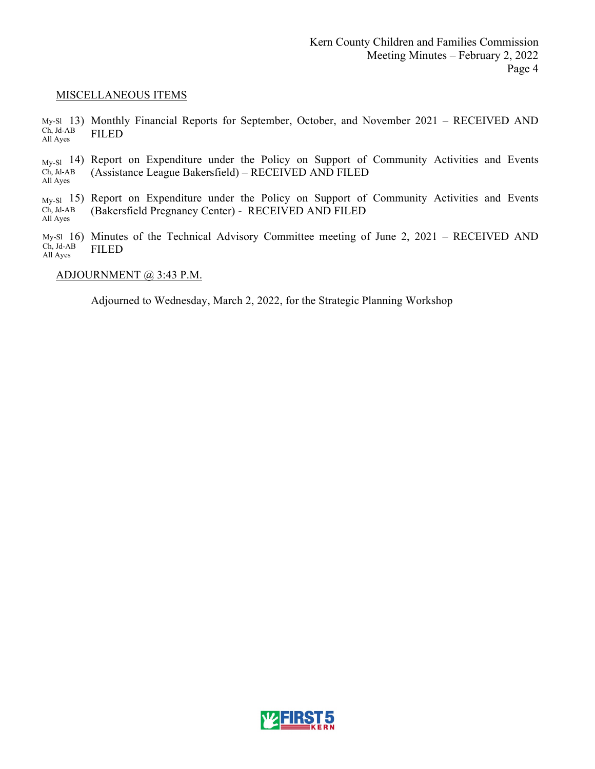## MISCELLANEOUS ITEMS

My-Sl Ch, Jd-AB All Ayes 13) Monthly Financial Reports for September, October, and November 2021 – RECEIVED AND FILED

My-Sl Ch, Jd-AB All Ayes 14) Report on Expenditure under the Policy on Support of Community Activities and Events (Assistance League Bakersfield) – RECEIVED AND FILED

My-Sl Ch, Jd-AB All Ayes 15) Report on Expenditure under the Policy on Support of Community Activities and Events (Bakersfield Pregnancy Center) - RECEIVED AND FILED

My-Sl Ch, Jd-AB All Ayes 16) Minutes of the Technical Advisory Committee meeting of June 2, 2021 – RECEIVED AND FILED

## ADJOURNMENT @ 3:43 P.M.

Adjourned to Wednesday, March 2, 2022, for the Strategic Planning Workshop